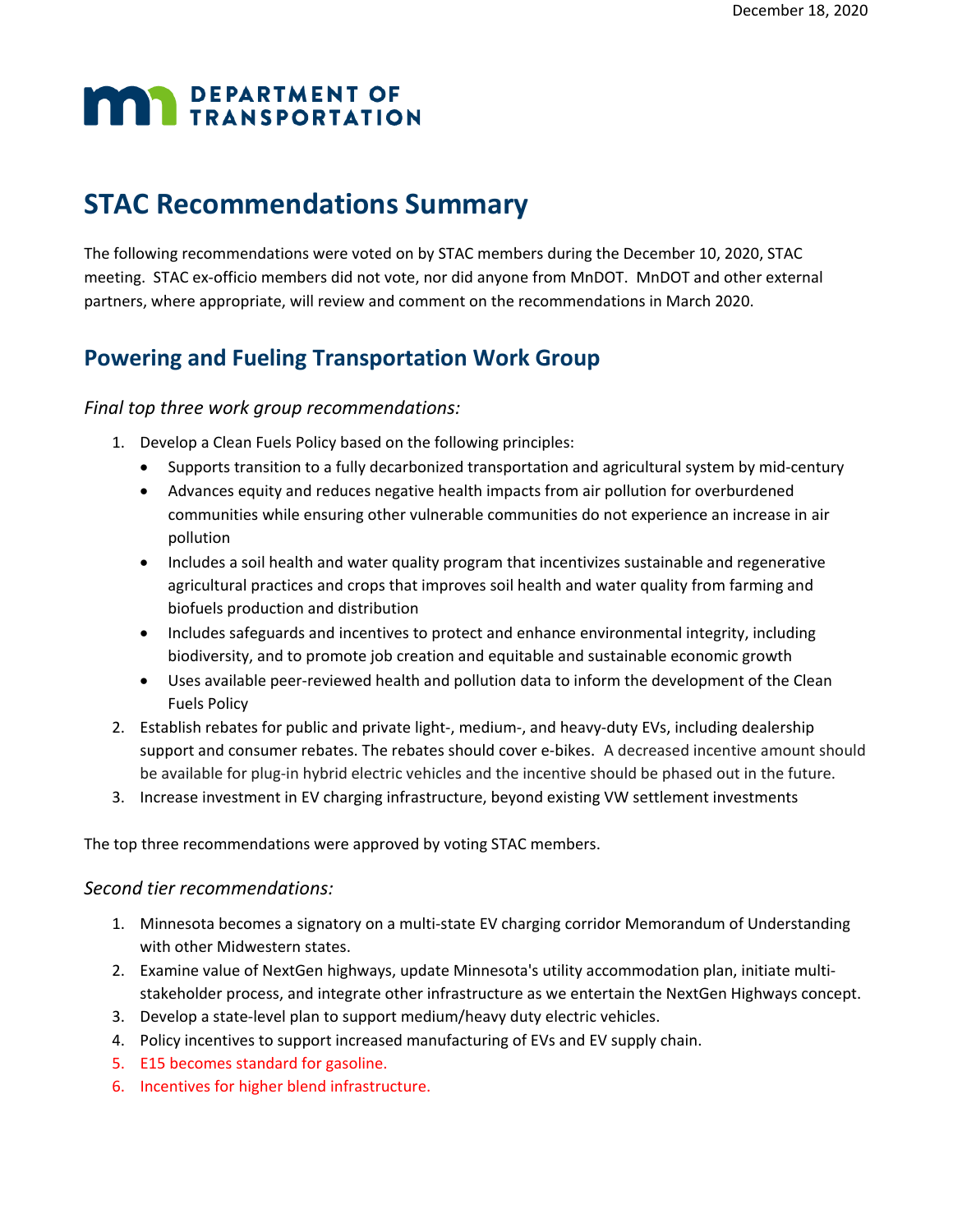December 18, 2020

DEPARTMENT OF TRANSPORTATION

# STAC Recommendations Summary

The following recommendations were voted on by STAC members during the December 10, 2020, STAC meeting. STAC ex-officio members did not vote, nor did anyone from MnDOT. MnDOT and other external partners, where appropriate, will review and comment on the recommendations in March 2020.

## Powering and Fueling Transportation Work Group

### *Final top three work group recommendations:*

1. Develop a Clean Fuels Policy based on the following principles:
   - Supports transition to a fully decarbonized transportation and agricultural system by mid-century
   - Advances equity and reduces negative health impacts from air pollution for overburdened communities while ensuring other vulnerable communities do not experience an increase in air pollution
   - Includes a soil health and water quality program that incentivizes sustainable and regenerative agricultural practices and crops that improves soil health and water quality from farming and biofuels production and distribution
   - Includes safeguards and incentives to protect and enhance environmental integrity, including biodiversity, and to promote job creation and equitable and sustainable economic growth
   - Uses available peer-reviewed health and pollution data to inform the development of the Clean Fuels Policy
2. Establish rebates for public and private light-, medium-, and heavy-duty EVs, including dealership support and consumer rebates. The rebates should cover e-bikes. A decreased incentive amount should be available for plug-in hybrid electric vehicles and the incentive should be phased out in the future.
3. Increase investment in EV charging infrastructure, beyond existing VW settlement investments

The top three recommendations were approved by voting STAC members.

### *Second tier recommendations:*

1. Minnesota becomes a signatory on a multi-state EV charging corridor Memorandum of Understanding with other Midwestern states.
2. Examine value of NextGen highways, update Minnesota's utility accommodation plan, initiate multi-stakeholder process, and integrate other infrastructure as we entertain the NextGen Highways concept.
3. Develop a state-level plan to support medium/heavy duty electric vehicles.
4. Policy incentives to support increased manufacturing of EVs and EV supply chain.
5. E15 becomes standard for gasoline.
6. Incentives for higher blend infrastructure.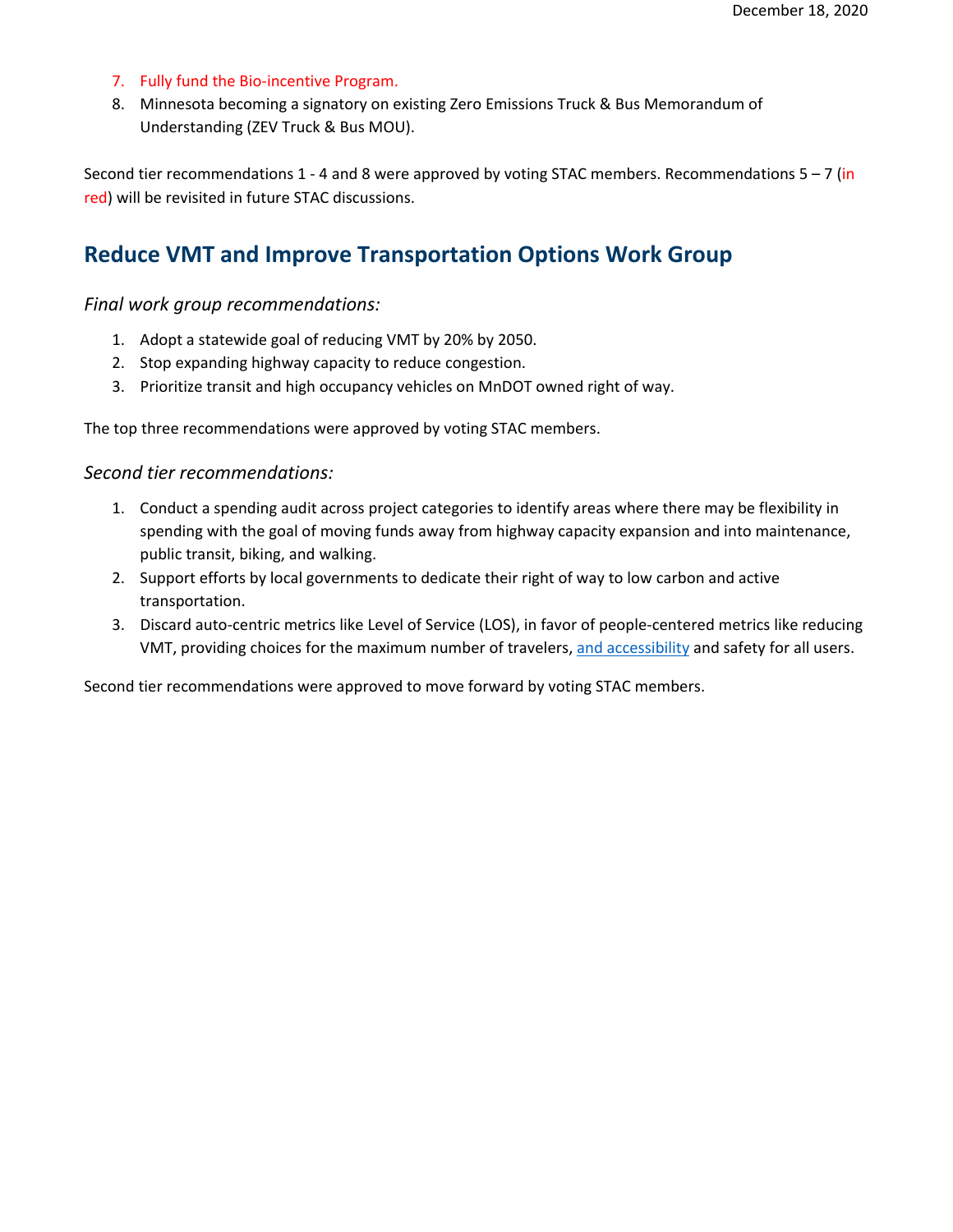7. Fully fund the Bio-incentive Program.
8. Minnesota becoming a signatory on existing Zero Emissions Truck & Bus Memorandum of Understanding (ZEV Truck & Bus MOU).

Second tier recommendations 1 - 4 and 8 were approved by voting STAC members. Recommendations 5 – 7 (in red) will be revisited in future STAC discussions.

## Reduce VMT and Improve Transportation Options Work Group

### *Final work group recommendations:*

1. Adopt a statewide goal of reducing VMT by 20% by 2050.
2. Stop expanding highway capacity to reduce congestion.
3. Prioritize transit and high occupancy vehicles on MnDOT owned right of way.

The top three recommendations were approved by voting STAC members.

### *Second tier recommendations:*

1. Conduct a spending audit across project categories to identify areas where there may be flexibility in spending with the goal of moving funds away from highway capacity expansion and into maintenance, public transit, biking, and walking.
2. Support efforts by local governments to dedicate their right of way to low carbon and active transportation.
3. Discard auto-centric metrics like Level of Service (LOS), in favor of people-centered metrics like reducing VMT, providing choices for the maximum number of travelers, and accessibility and safety for all users.

Second tier recommendations were approved to move forward by voting STAC members.